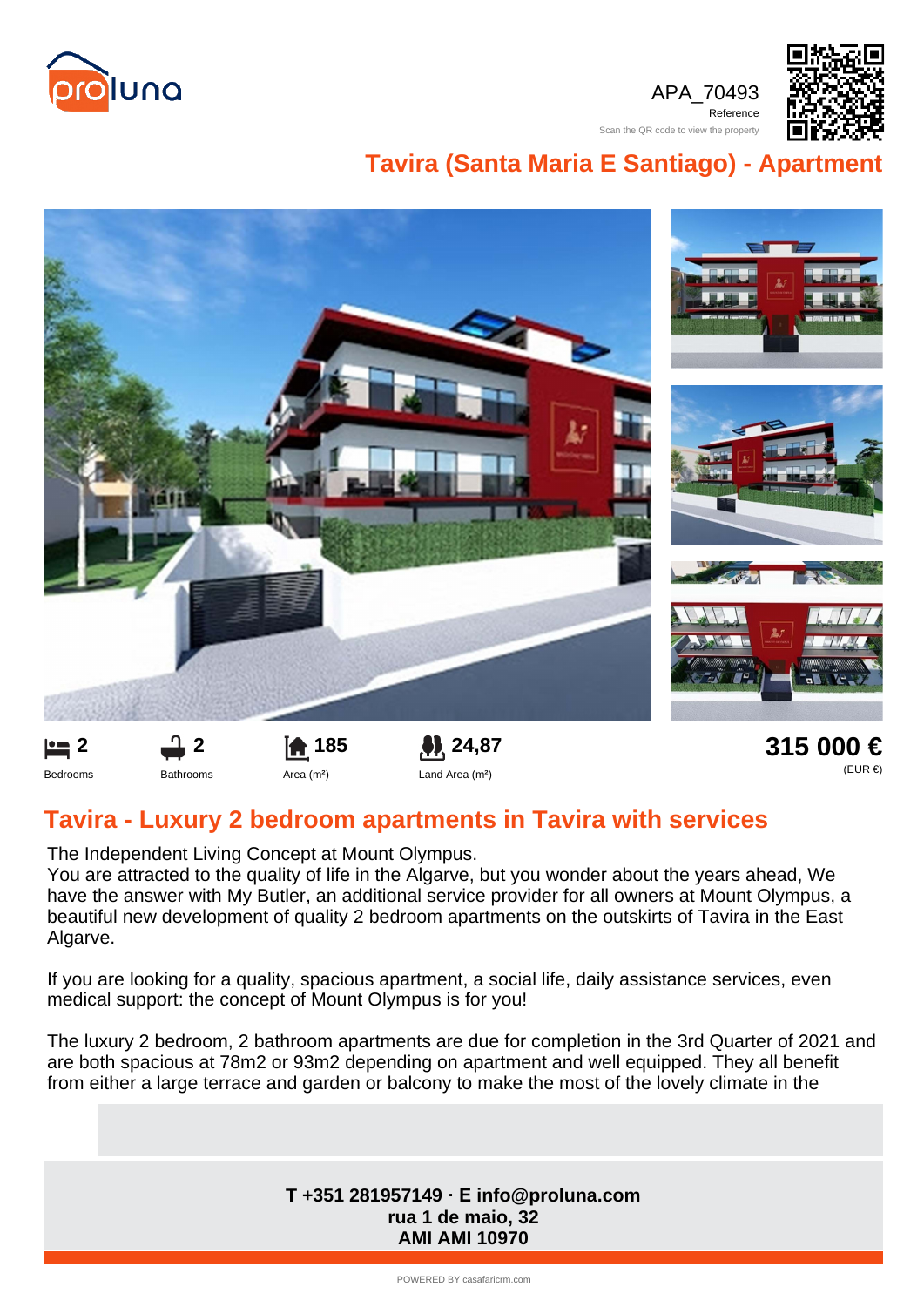APA_70493

Reference

Scan the QR code to view the property

# Tavira (Santa Maria E Santiago) - Apartment

| 2 | 2 | 185 | 24,87 | 315 000 € |
|---|---|---|---|---|
| Bedrooms | Bathrooms | Area (m²) | Land Area (m²) | (EUR €) |

## Tavira - Luxury 2 bedroom apartments in Tavira with services

The Independent Living Concept at Mount Olympus.
You are attracted to the quality of life in the Algarve, but you wonder about the years ahead, We have the answer with My Butler, an additional service provider for all owners at Mount Olympus, a beautiful new development of quality 2 bedroom apartments on the outskirts of Tavira in the East Algarve.

If you are looking for a quality, spacious apartment, a social life, daily assistance services, even medical support: the concept of Mount Olympus is for you!

The luxury 2 bedroom, 2 bathroom apartments are due for completion in the 3rd Quarter of 2021 and are both spacious at 78m2 or 93m2 depending on apartment and well equipped. They all benefit from either a large terrace and garden or balcony to make the most of the lovely climate in the

**T +351 281957149 · E info@proluna.com**
**rua 1 de maio, 32**
**AMI AMI 10970**

POWERED BY casafaricrm.com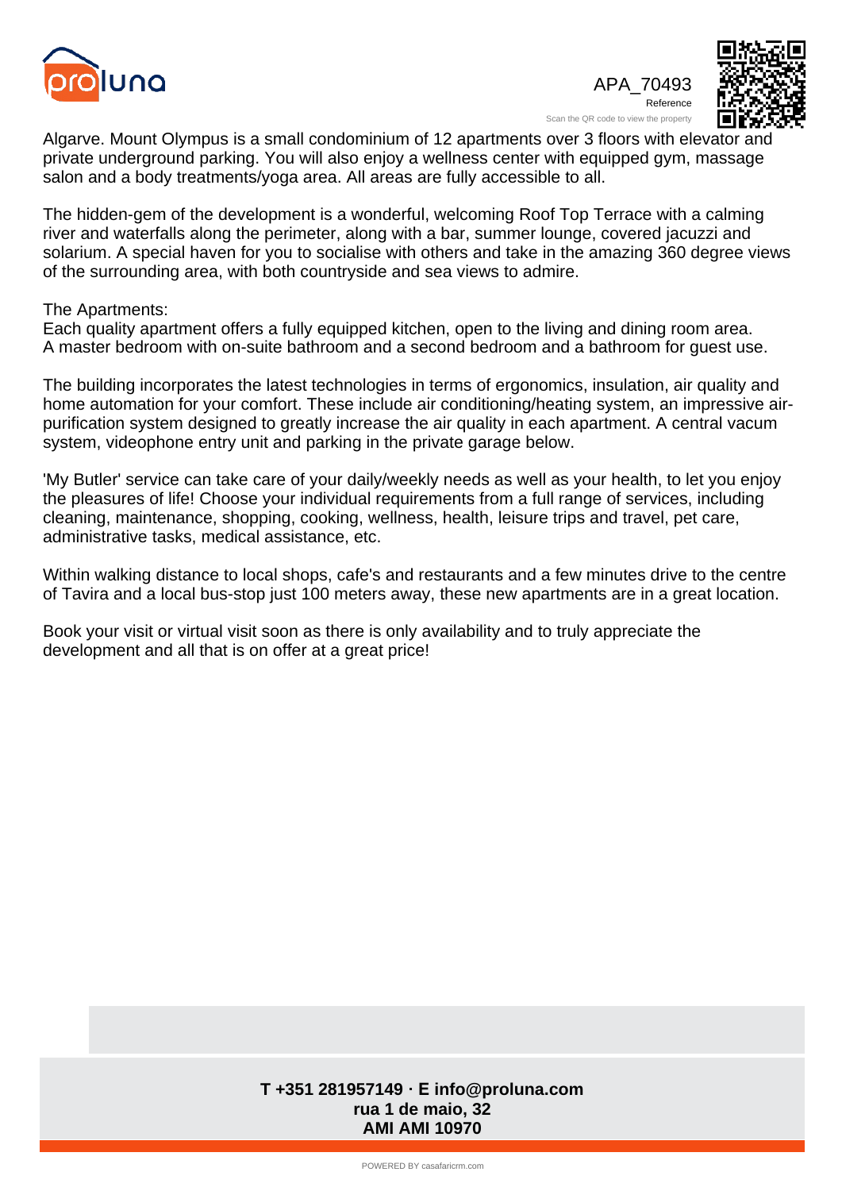Algarve. Mount Olympus is a small condominium of 12 apartments over 3 floors with elevator and private underground parking. You will also enjoy a wellness center with equipped gym, massage salon and a body treatments/yoga area. All areas are fully accessible to all.

The hidden-gem of the development is a wonderful, welcoming Roof Top Terrace with a calming river and waterfalls along the perimeter, along with a bar, summer lounge, covered jacuzzi and solarium. A special haven for you to socialise with others and take in the amazing 360 degree views of the surrounding area, with both countryside and sea views to admire.

The Apartments:
Each quality apartment offers a fully equipped kitchen, open to the living and dining room area.
A master bedroom with on-suite bathroom and a second bedroom and a bathroom for guest use.

The building incorporates the latest technologies in terms of ergonomics, insulation, air quality and home automation for your comfort. These include air conditioning/heating system, an impressive air-purification system designed to greatly increase the air quality in each apartment. A central vacum system, videophone entry unit and parking in the private garage below.

'My Butler' service can take care of your daily/weekly needs as well as your health, to let you enjoy the pleasures of life! Choose your individual requirements from a full range of services, including cleaning, maintenance, shopping, cooking, wellness, health, leisure trips and travel, pet care, administrative tasks, medical assistance, etc.

Within walking distance to local shops, cafe's and restaurants and a few minutes drive to the centre of Tavira and a local bus-stop just 100 meters away, these new apartments are in a great location.

Book your visit or virtual visit soon as there is only availability and to truly appreciate the development and all that is on offer at a great price!

**T +351 281957149 · E info@proluna.com**
**rua 1 de maio, 32**
**AMI AMI 10970**